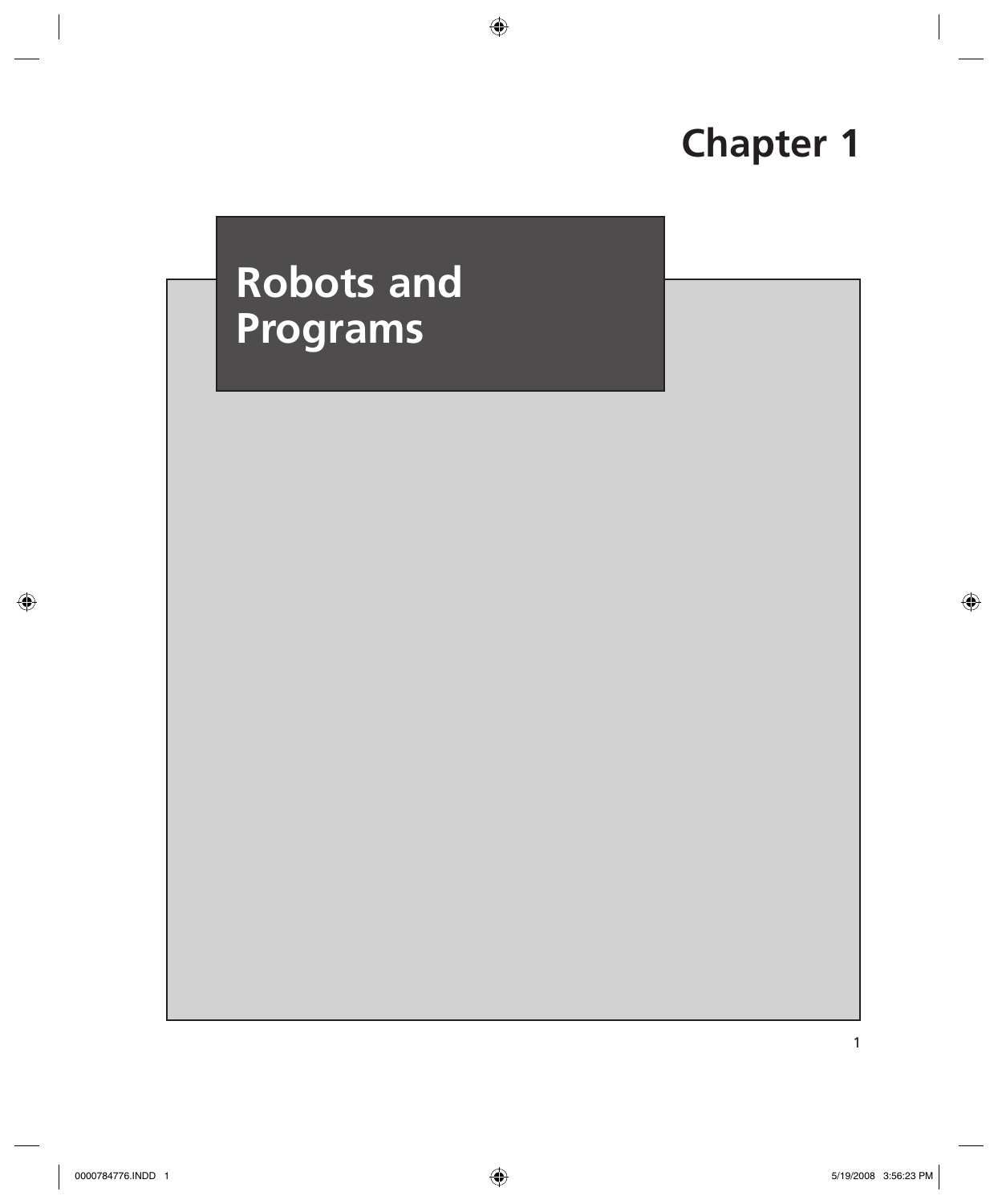# Chapter 1

## Robots and Programs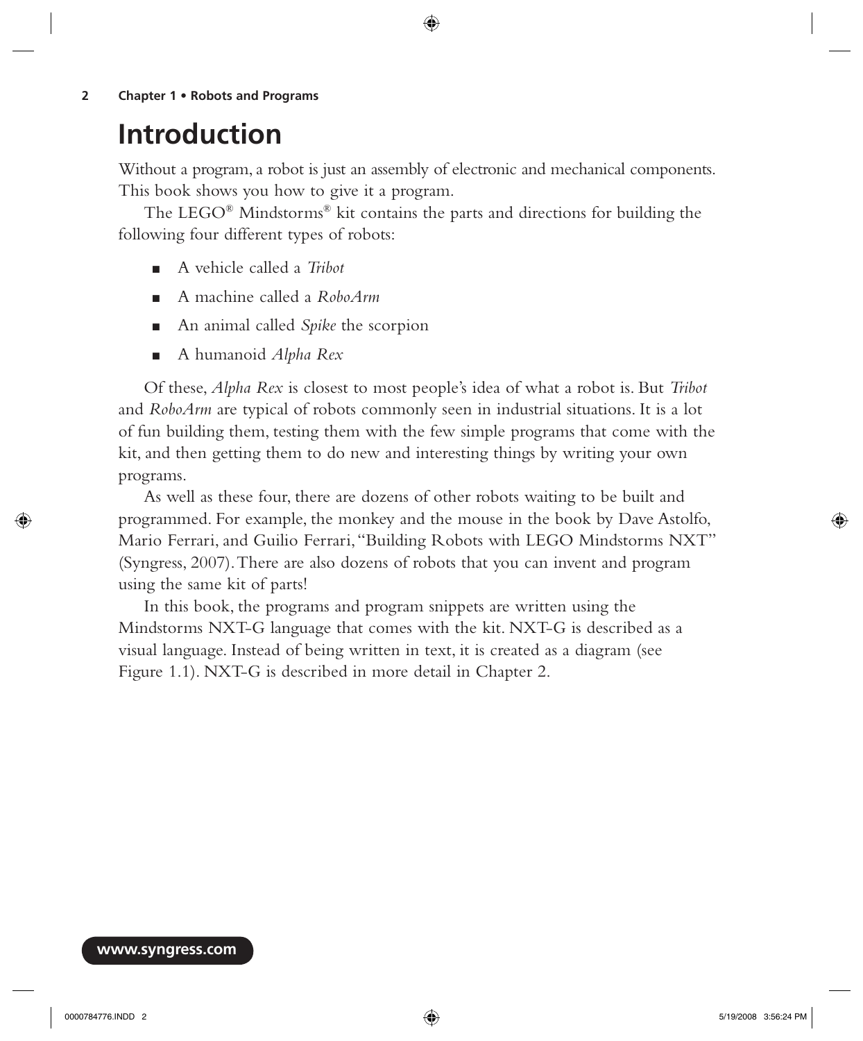# Introduction

Without a program, a robot is just an assembly of electronic and mechanical components. This book shows you how to give it a program.

The LEGO® Mindstorms® kit contains the parts and directions for building the following four different types of robots:

- A vehicle called a *Tribot*
- A machine called a *RoboArm*
- An animal called *Spike* the scorpion
- A humanoid *Alpha Rex*

Of these, *Alpha Rex* is closest to most people's idea of what a robot is. But *Tribot* and *RoboArm* are typical of robots commonly seen in industrial situations. It is a lot of fun building them, testing them with the few simple programs that come with the kit, and then getting them to do new and interesting things by writing your own programs.

As well as these four, there are dozens of other robots waiting to be built and programmed. For example, the monkey and the mouse in the book by Dave Astolfo, Mario Ferrari, and Guilio Ferrari, "Building Robots with LEGO Mindstorms NXT" (Syngress, 2007). There are also dozens of robots that you can invent and program using the same kit of parts!

In this book, the programs and program snippets are written using the Mindstorms NXT-G language that comes with the kit. NXT-G is described as a visual language. Instead of being written in text, it is created as a diagram (see Figure 1.1). NXT-G is described in more detail in Chapter 2.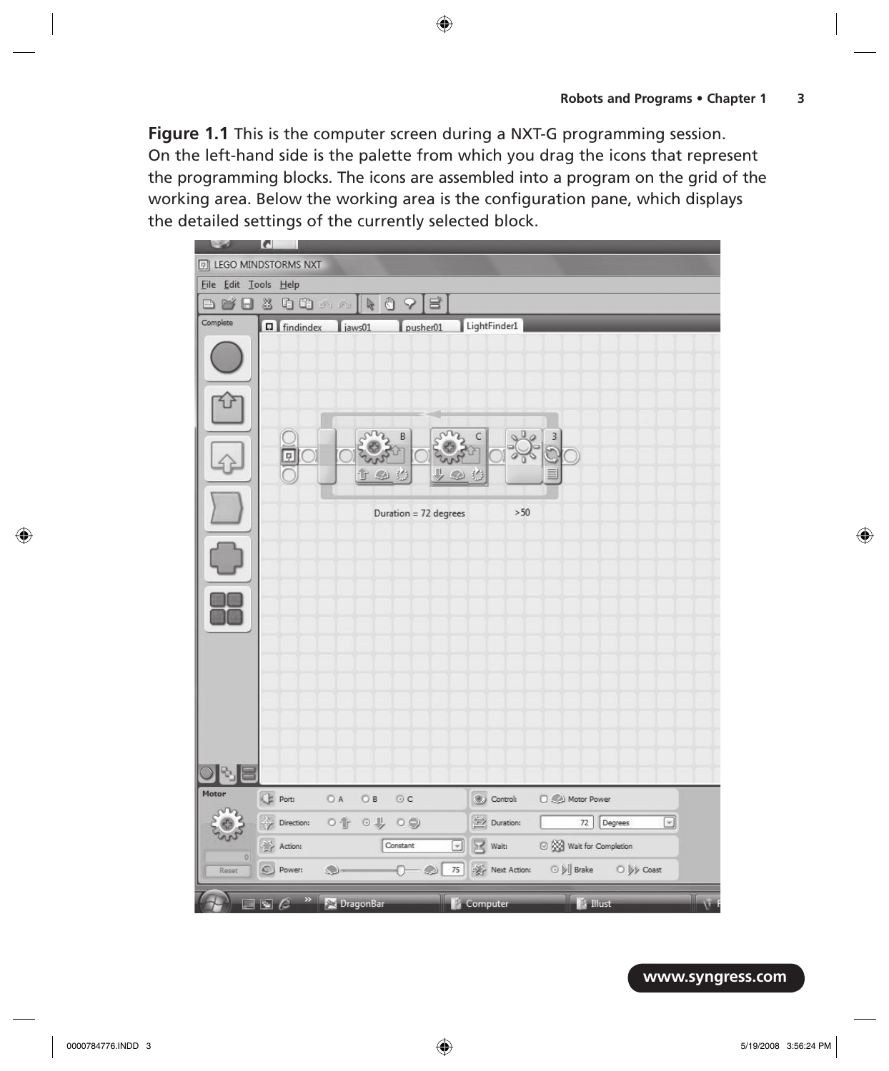**Figure 1.1** This is the computer screen during a NXT-G programming session. On the left-hand side is the palette from which you drag the icons that represent the programming blocks. The icons are assembled into a program on the grid of the working area. Below the working area is the configuration pane, which displays the detailed settings of the currently selected block.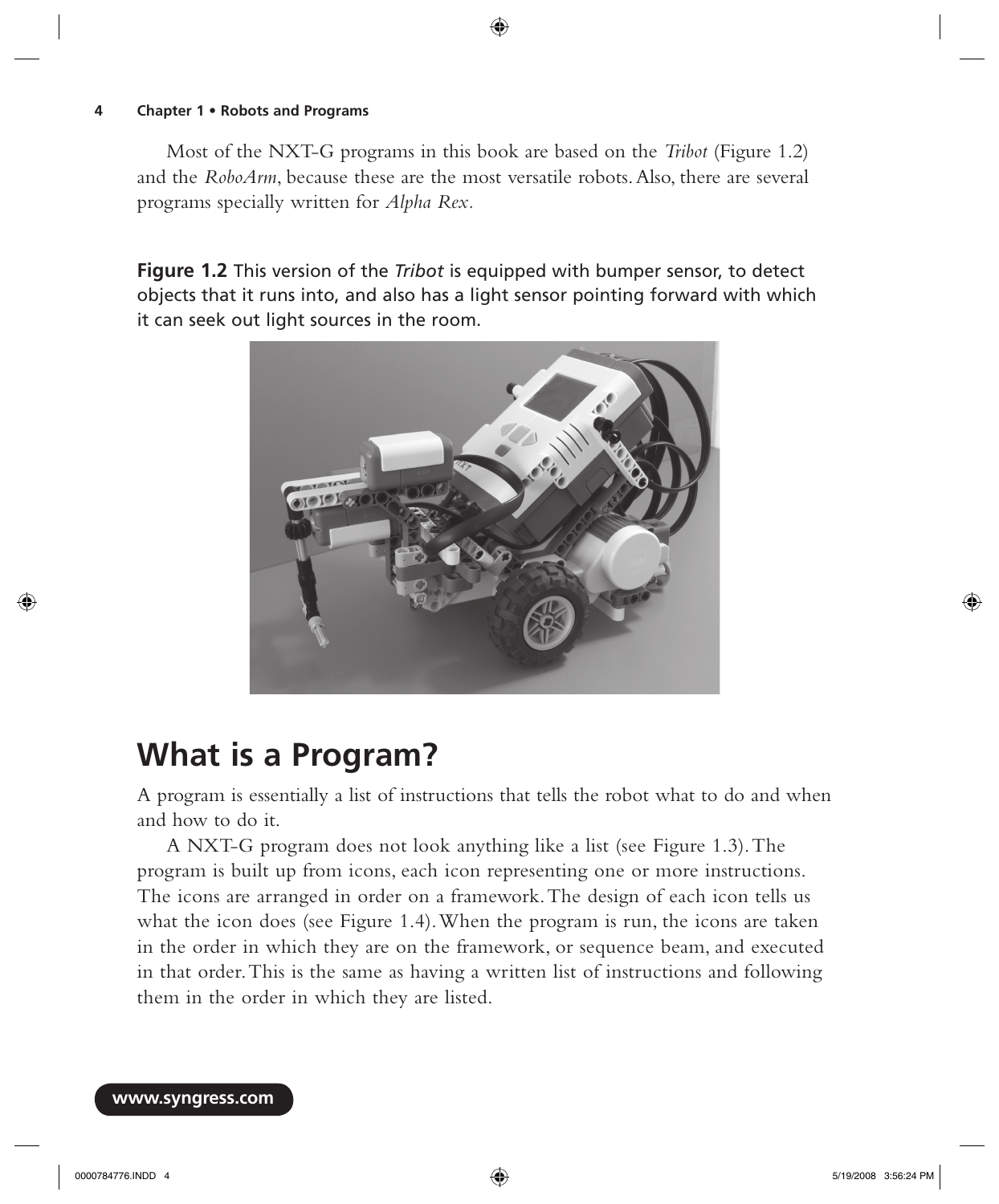Most of the NXT-G programs in this book are based on the *Tribot* (Figure 1.2) and the *RoboArm*, because these are the most versatile robots. Also, there are several programs specially written for *Alpha Rex*.

**Figure 1.2** This version of the *Tribot* is equipped with bumper sensor, to detect objects that it runs into, and also has a light sensor pointing forward with which it can seek out light sources in the room.

## What is a Program?

A program is essentially a list of instructions that tells the robot what to do and when and how to do it.

A NXT-G program does not look anything like a list (see Figure 1.3). The program is built up from icons, each icon representing one or more instructions. The icons are arranged in order on a framework. The design of each icon tells us what the icon does (see Figure 1.4). When the program is run, the icons are taken in the order in which they are on the framework, or sequence beam, and executed in that order. This is the same as having a written list of instructions and following them in the order in which they are listed.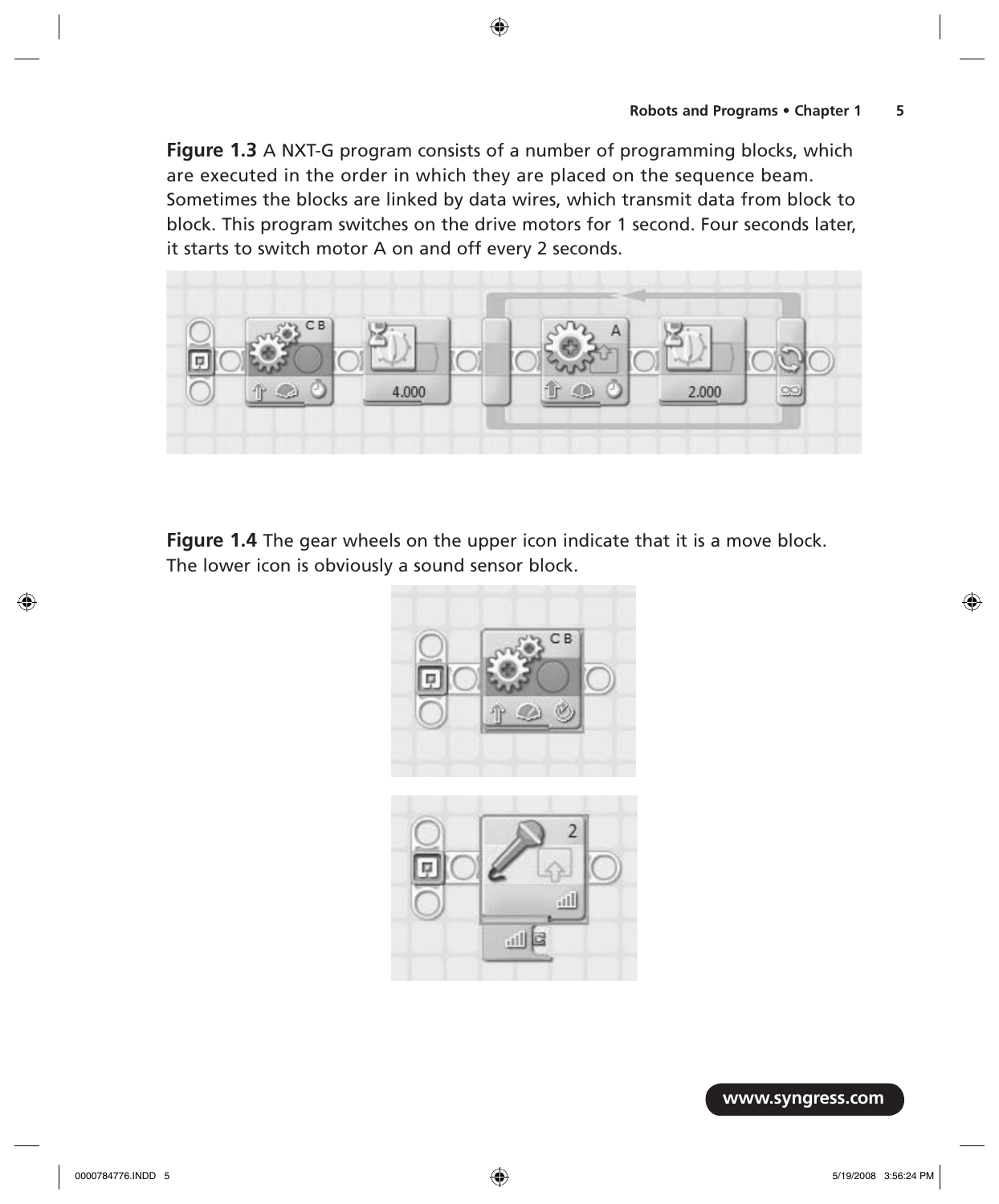**Figure 1.3** A NXT-G program consists of a number of programming blocks, which are executed in the order in which they are placed on the sequence beam. Sometimes the blocks are linked by data wires, which transmit data from block to block. This program switches on the drive motors for 1 second. Four seconds later, it starts to switch motor A on and off every 2 seconds.

**Figure 1.4** The gear wheels on the upper icon indicate that it is a move block. The lower icon is obviously a sound sensor block.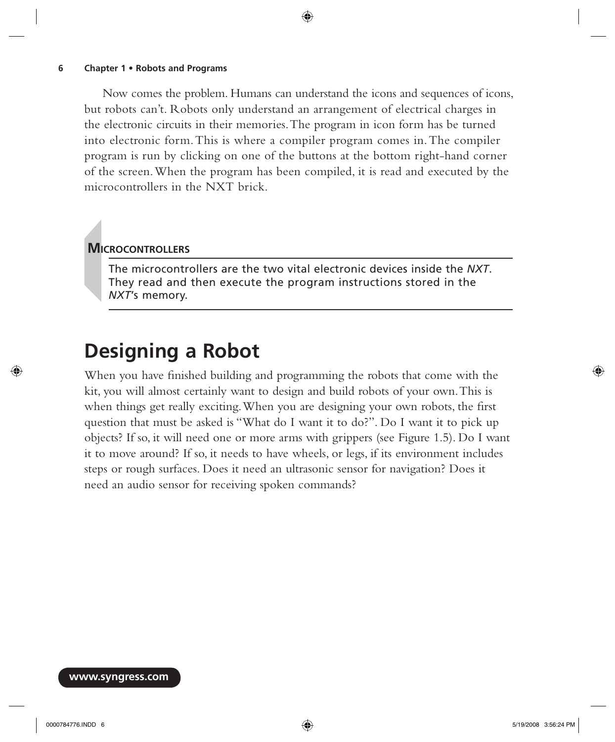Now comes the problem. Humans can understand the icons and sequences of icons, but robots can't. Robots only understand an arrangement of electrical charges in the electronic circuits in their memories. The program in icon form has be turned into electronic form. This is where a compiler program comes in. The compiler program is run by clicking on one of the buttons at the bottom right-hand corner of the screen. When the program has been compiled, it is read and executed by the microcontrollers in the NXT brick.

**MICROCONTROLLERS**

The microcontrollers are the two vital electronic devices inside the *NXT*. They read and then execute the program instructions stored in the *NXT*'s memory.

# Designing a Robot

When you have finished building and programming the robots that come with the kit, you will almost certainly want to design and build robots of your own. This is when things get really exciting. When you are designing your own robots, the first question that must be asked is "What do I want it to do?". Do I want it to pick up objects? If so, it will need one or more arms with grippers (see Figure 1.5). Do I want it to move around? If so, it needs to have wheels, or legs, if its environment includes steps or rough surfaces. Does it need an ultrasonic sensor for navigation? Does it need an audio sensor for receiving spoken commands?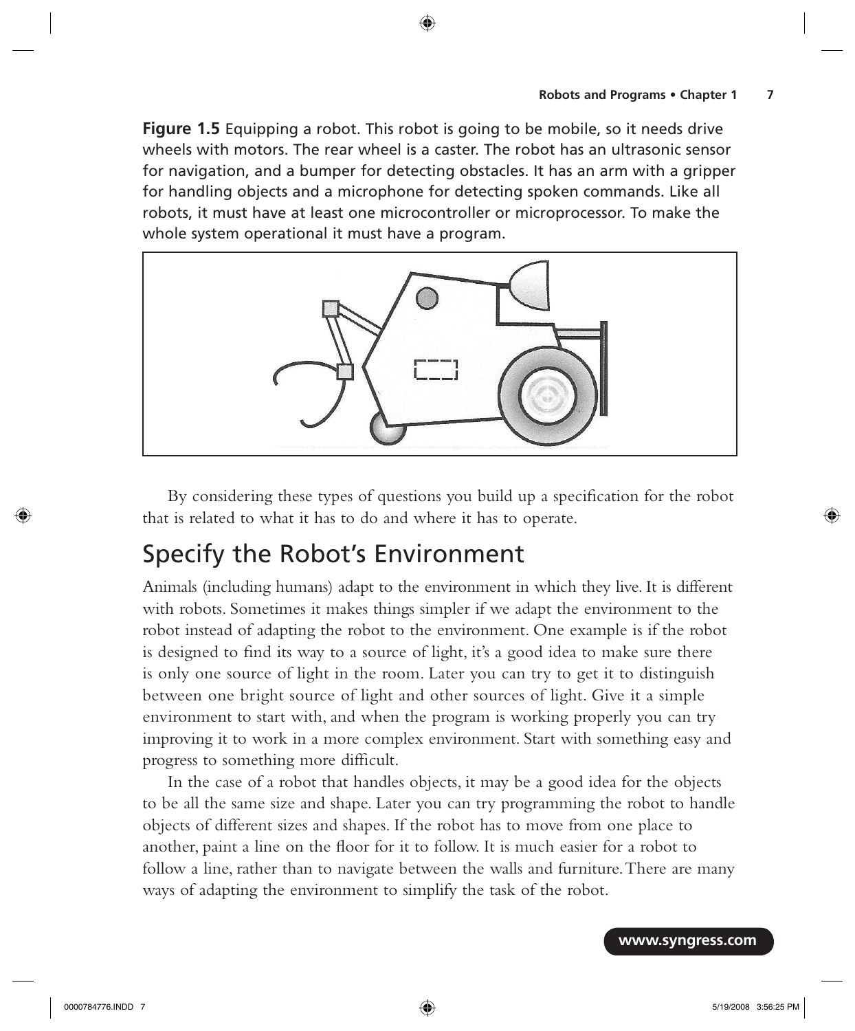**Figure 1.5** Equipping a robot. This robot is going to be mobile, so it needs drive wheels with motors. The rear wheel is a caster. The robot has an ultrasonic sensor for navigation, and a bumper for detecting obstacles. It has an arm with a gripper for handling objects and a microphone for detecting spoken commands. Like all robots, it must have at least one microcontroller or microprocessor. To make the whole system operational it must have a program.

By considering these types of questions you build up a specification for the robot that is related to what it has to do and where it has to operate.

## Specify the Robot's Environment

Animals (including humans) adapt to the environment in which they live. It is different with robots. Sometimes it makes things simpler if we adapt the environment to the robot instead of adapting the robot to the environment. One example is if the robot is designed to find its way to a source of light, it's a good idea to make sure there is only one source of light in the room. Later you can try to get it to distinguish between one bright source of light and other sources of light. Give it a simple environment to start with, and when the program is working properly you can try improving it to work in a more complex environment. Start with something easy and progress to something more difficult.

In the case of a robot that handles objects, it may be a good idea for the objects to be all the same size and shape. Later you can try programming the robot to handle objects of different sizes and shapes. If the robot has to move from one place to another, paint a line on the floor for it to follow. It is much easier for a robot to follow a line, rather than to navigate between the walls and furniture. There are many ways of adapting the environment to simplify the task of the robot.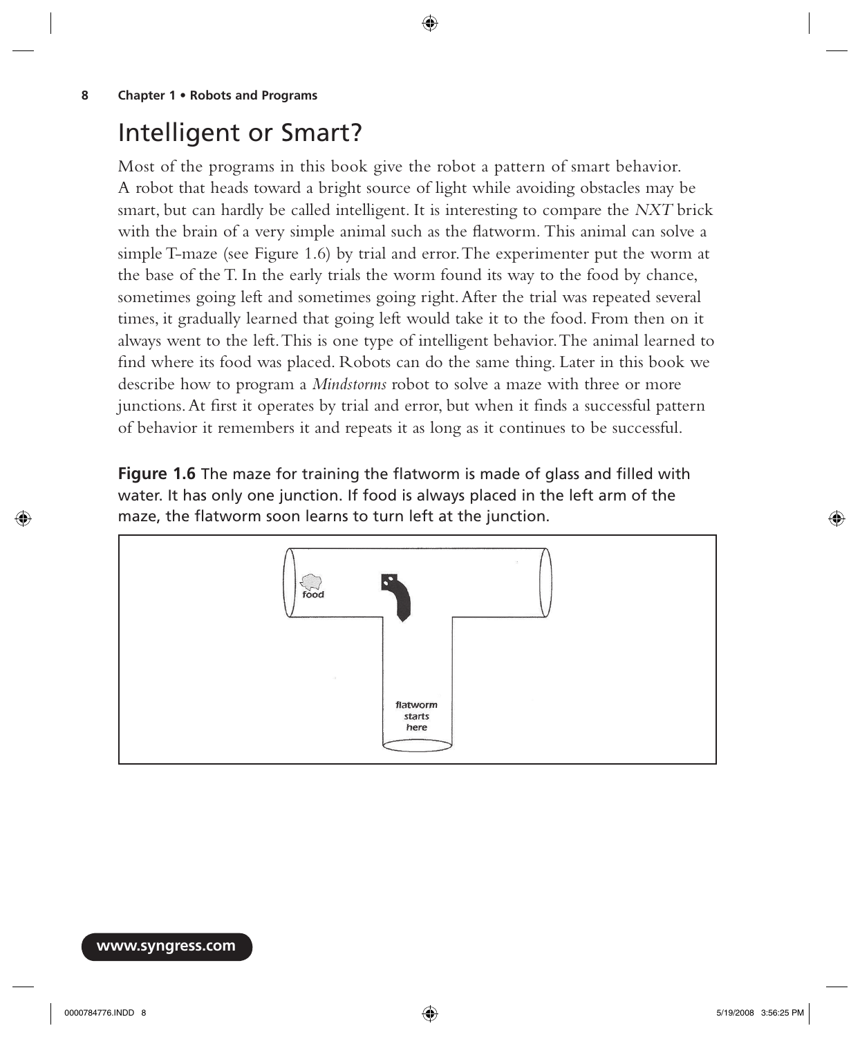## Intelligent or Smart?

Most of the programs in this book give the robot a pattern of smart behavior. A robot that heads toward a bright source of light while avoiding obstacles may be smart, but can hardly be called intelligent. It is interesting to compare the *NXT* brick with the brain of a very simple animal such as the flatworm. This animal can solve a simple T-maze (see Figure 1.6) by trial and error. The experimenter put the worm at the base of the T. In the early trials the worm found its way to the food by chance, sometimes going left and sometimes going right. After the trial was repeated several times, it gradually learned that going left would take it to the food. From then on it always went to the left. This is one type of intelligent behavior. The animal learned to find where its food was placed. Robots can do the same thing. Later in this book we describe how to program a *Mindstorms* robot to solve a maze with three or more junctions. At first it operates by trial and error, but when it finds a successful pattern of behavior it remembers it and repeats it as long as it continues to be successful.

**Figure 1.6** The maze for training the flatworm is made of glass and filled with water. It has only one junction. If food is always placed in the left arm of the maze, the flatworm soon learns to turn left at the junction.

food

flatworm starts here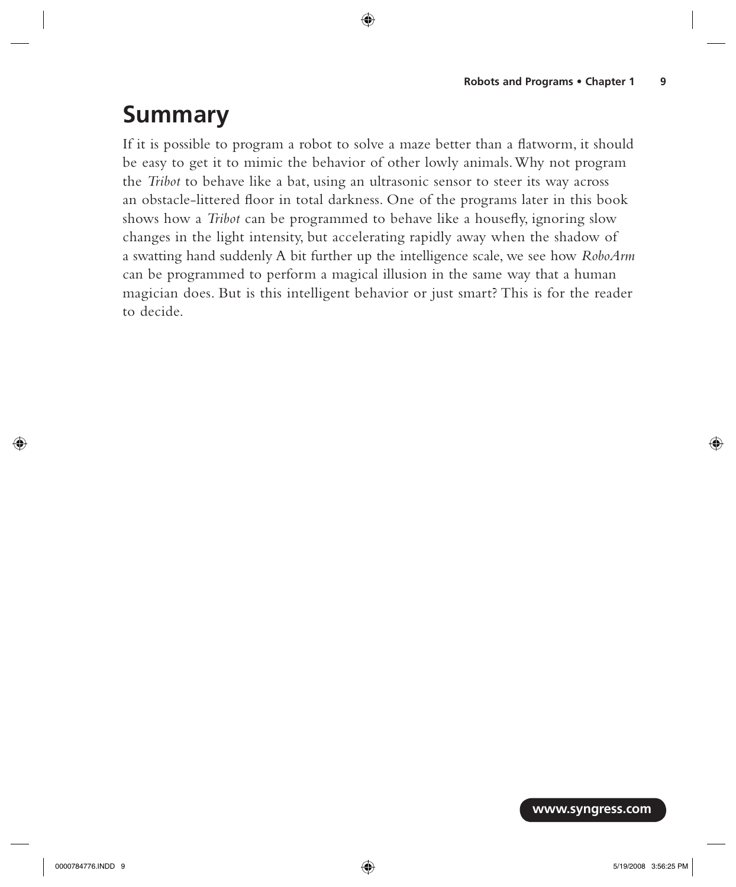## Summary

If it is possible to program a robot to solve a maze better than a flatworm, it should be easy to get it to mimic the behavior of other lowly animals. Why not program the *Tribot* to behave like a bat, using an ultrasonic sensor to steer its way across an obstacle-littered floor in total darkness. One of the programs later in this book shows how a *Tribot* can be programmed to behave like a housefly, ignoring slow changes in the light intensity, but accelerating rapidly away when the shadow of a swatting hand suddenly A bit further up the intelligence scale, we see how *RoboArm* can be programmed to perform a magical illusion in the same way that a human magician does. But is this intelligent behavior or just smart? This is for the reader to decide.